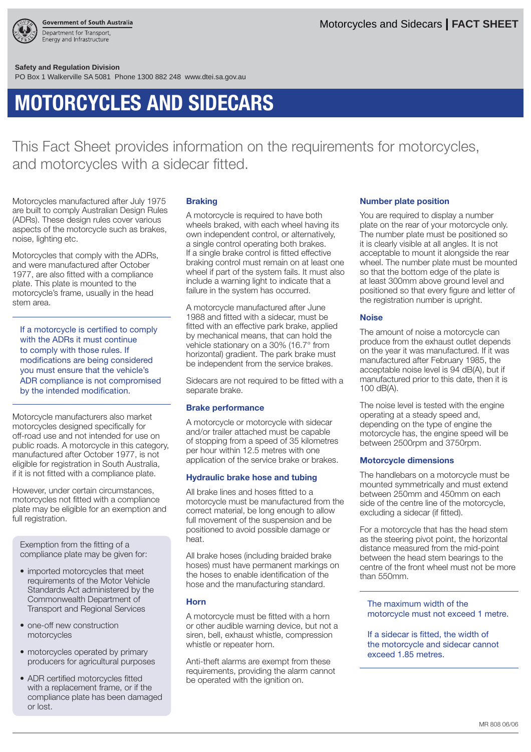Government of South Australia
Department for Transport, Energy and Infrastructure

Motorcycles and Sidecars | **FACT SHEET**

**Safety and Regulation Division**
PO Box 1 Walkerville SA 5081 Phone 1300 882 248 www.dtei.sa.gov.au

# MOTORCYCLES AND SIDECARS

This Fact Sheet provides information on the requirements for motorcycles, and motorcycles with a sidecar fitted.

Motorcycles manufactured after July 1975 are built to comply Australian Design Rules (ADRs). These design rules cover various aspects of the motorcycle such as brakes, noise, lighting etc.

Motorcycles that comply with the ADRs, and were manufactured after October 1977, are also fitted with a compliance plate. This plate is mounted to the motorcycle's frame, usually in the head stem area.

If a motorcycle is certified to comply with the ADRs it must continue to comply with those rules. If modifications are being considered you must ensure that the vehicle's ADR compliance is not compromised by the intended modification.

Motorcycle manufacturers also market motorcycles designed specifically for off-road use and not intended for use on public roads. A motorcycle in this category, manufactured after October 1977, is not eligible for registration in South Australia, if it is not fitted with a compliance plate.

However, under certain circumstances, motorcycles not fitted with a compliance plate may be eligible for an exemption and full registration.

Exemption from the fitting of a compliance plate may be given for:

- imported motorcycles that meet requirements of the Motor Vehicle Standards Act administered by the Commonwealth Department of Transport and Regional Services
- one-off new construction motorcycles
- motorcycles operated by primary producers for agricultural purposes
- ADR certified motorcycles fitted with a replacement frame, or if the compliance plate has been damaged or lost.

### Braking

A motorcycle is required to have both wheels braked, with each wheel having its own independent control, or alternatively, a single control operating both brakes. If a single brake control is fitted effective braking control must remain on at least one wheel if part of the system fails. It must also include a warning light to indicate that a failure in the system has occurred.

A motorcycle manufactured after June 1988 and fitted with a sidecar, must be fitted with an effective park brake, applied by mechanical means, that can hold the vehicle stationary on a 30% (16.7° from horizontal) gradient. The park brake must be independent from the service brakes.

Sidecars are not required to be fitted with a separate brake.

### Brake performance

A motorcycle or motorcycle with sidecar and/or trailer attached must be capable of stopping from a speed of 35 kilometres per hour within 12.5 metres with one application of the service brake or brakes.

### Hydraulic brake hose and tubing

All brake lines and hoses fitted to a motorcycle must be manufactured from the correct material, be long enough to allow full movement of the suspension and be positioned to avoid possible damage or heat.

All brake hoses (including braided brake hoses) must have permanent markings on the hoses to enable identification of the hose and the manufacturing standard.

### Horn

A motorcycle must be fitted with a horn or other audible warning device, but not a siren, bell, exhaust whistle, compression whistle or repeater horn.

Anti-theft alarms are exempt from these requirements, providing the alarm cannot be operated with the ignition on.

### Number plate position

You are required to display a number plate on the rear of your motorcycle only. The number plate must be positioned so it is clearly visible at all angles. It is not acceptable to mount it alongside the rear wheel. The number plate must be mounted so that the bottom edge of the plate is at least 300mm above ground level and positioned so that every figure and letter of the registration number is upright.

### Noise

The amount of noise a motorcycle can produce from the exhaust outlet depends on the year it was manufactured. If it was manufactured after February 1985, the acceptable noise level is 94 dB(A), but if manufactured prior to this date, then it is 100 dB(A).

The noise level is tested with the engine operating at a steady speed and, depending on the type of engine the motorcycle has, the engine speed will be between 2500rpm and 3750rpm.

### Motorcycle dimensions

The handlebars on a motorcycle must be mounted symmetrically and must extend between 250mm and 450mm on each side of the centre line of the motorcycle, excluding a sidecar (if fitted).

For a motorcycle that has the head stem as the steering pivot point, the horizontal distance measured from the mid-point between the head stem bearings to the centre of the front wheel must not be more than 550mm.

The maximum width of the motorcycle must not exceed 1 metre.

If a sidecar is fitted, the width of the motorcycle and sidecar cannot exceed 1.85 metres.

MR 808 06/06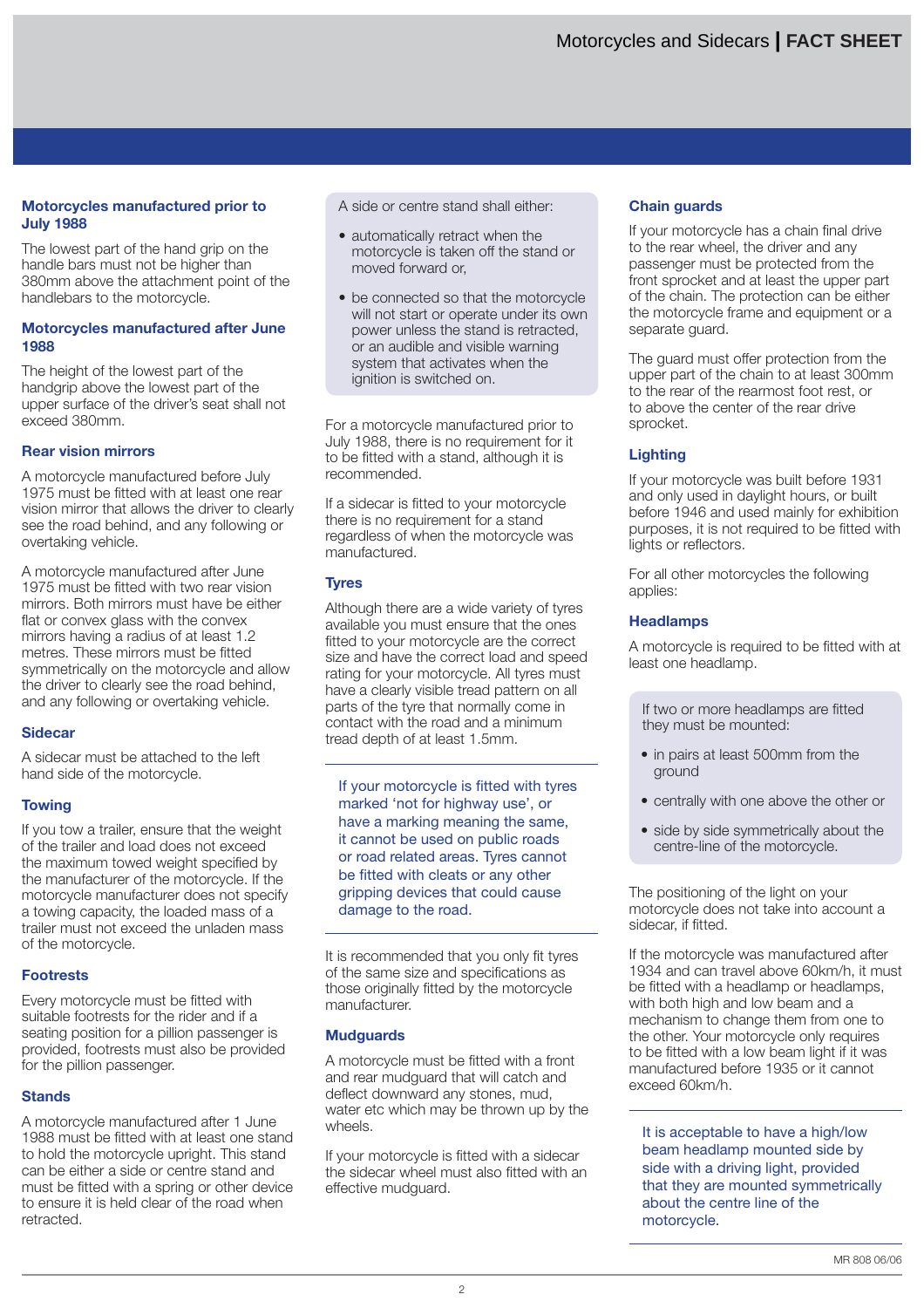## Motorcycles manufactured prior to July 1988

The lowest part of the hand grip on the handle bars must not be higher than 380mm above the attachment point of the handlebars to the motorcycle.

## Motorcycles manufactured after June 1988

The height of the lowest part of the handgrip above the lowest part of the upper surface of the driver's seat shall not exceed 380mm.

## Rear vision mirrors

A motorcycle manufactured before July 1975 must be fitted with at least one rear vision mirror that allows the driver to clearly see the road behind, and any following or overtaking vehicle.

A motorcycle manufactured after June 1975 must be fitted with two rear vision mirrors. Both mirrors must have be either flat or convex glass with the convex mirrors having a radius of at least 1.2 metres. These mirrors must be fitted symmetrically on the motorcycle and allow the driver to clearly see the road behind, and any following or overtaking vehicle.

## Sidecar

A sidecar must be attached to the left hand side of the motorcycle.

## Towing

If you tow a trailer, ensure that the weight of the trailer and load does not exceed the maximum towed weight specified by the manufacturer of the motorcycle. If the motorcycle manufacturer does not specify a towing capacity, the loaded mass of a trailer must not exceed the unladen mass of the motorcycle.

## Footrests

Every motorcycle must be fitted with suitable footrests for the rider and if a seating position for a pillion passenger is provided, footrests must also be provided for the pillion passenger.

## Stands

A motorcycle manufactured after 1 June 1988 must be fitted with at least one stand to hold the motorcycle upright. This stand can be either a side or centre stand and must be fitted with a spring or other device to ensure it is held clear of the road when retracted.

A side or centre stand shall either:

- automatically retract when the motorcycle is taken off the stand or moved forward or,
- be connected so that the motorcycle will not start or operate under its own power unless the stand is retracted, or an audible and visible warning system that activates when the ignition is switched on.

For a motorcycle manufactured prior to July 1988, there is no requirement for it to be fitted with a stand, although it is recommended.

If a sidecar is fitted to your motorcycle there is no requirement for a stand regardless of when the motorcycle was manufactured.

## Tyres

Although there are a wide variety of tyres available you must ensure that the ones fitted to your motorcycle are the correct size and have the correct load and speed rating for your motorcycle. All tyres must have a clearly visible tread pattern on all parts of the tyre that normally come in contact with the road and a minimum tread depth of at least 1.5mm.

If your motorcycle is fitted with tyres marked 'not for highway use', or have a marking meaning the same, it cannot be used on public roads or road related areas. Tyres cannot be fitted with cleats or any other gripping devices that could cause damage to the road.

It is recommended that you only fit tyres of the same size and specifications as those originally fitted by the motorcycle manufacturer.

## Mudguards

A motorcycle must be fitted with a front and rear mudguard that will catch and deflect downward any stones, mud, water etc which may be thrown up by the wheels.

If your motorcycle is fitted with a sidecar the sidecar wheel must also fitted with an effective mudguard.

## Chain guards

If your motorcycle has a chain final drive to the rear wheel, the driver and any passenger must be protected from the front sprocket and at least the upper part of the chain. The protection can be either the motorcycle frame and equipment or a separate guard.

The guard must offer protection from the upper part of the chain to at least 300mm to the rear of the rearmost foot rest, or to above the center of the rear drive sprocket.

## Lighting

If your motorcycle was built before 1931 and only used in daylight hours, or built before 1946 and used mainly for exhibition purposes, it is not required to be fitted with lights or reflectors.

For all other motorcycles the following applies:

## Headlamps

A motorcycle is required to be fitted with at least one headlamp.

If two or more headlamps are fitted they must be mounted:

- in pairs at least 500mm from the ground
- centrally with one above the other or
- side by side symmetrically about the centre-line of the motorcycle.

The positioning of the light on your motorcycle does not take into account a sidecar, if fitted.

If the motorcycle was manufactured after 1934 and can travel above 60km/h, it must be fitted with a headlamp or headlamps, with both high and low beam and a mechanism to change them from one to the other. Your motorcycle only requires to be fitted with a low beam light if it was manufactured before 1935 or it cannot exceed 60km/h.

It is acceptable to have a high/low beam headlamp mounted side by side with a driving light, provided that they are mounted symmetrically about the centre line of the motorcycle.

MR 808 06/06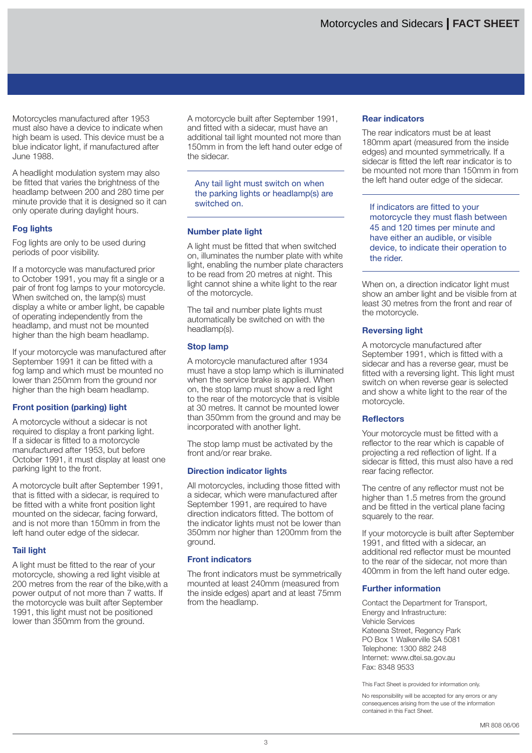Motorcycles manufactured after 1953 must also have a device to indicate when high beam is used. This device must be a blue indicator light, if manufactured after June 1988.

A headlight modulation system may also be fitted that varies the brightness of the headlamp between 200 and 280 time per minute provide that it is designed so it can only operate during daylight hours.

### Fog lights

Fog lights are only to be used during periods of poor visibility.

If a motorcycle was manufactured prior to October 1991, you may fit a single or a pair of front fog lamps to your motorcycle. When switched on, the lamp(s) must display a white or amber light, be capable of operating independently from the headlamp, and must not be mounted higher than the high beam headlamp.

If your motorcycle was manufactured after September 1991 it can be fitted with a fog lamp and which must be mounted no lower than 250mm from the ground nor higher than the high beam headlamp.

### Front position (parking) light

A motorcycle without a sidecar is not required to display a front parking light. If a sidecar is fitted to a motorcycle manufactured after 1953, but before October 1991, it must display at least one parking light to the front.

A motorcycle built after September 1991, that is fitted with a sidecar, is required to be fitted with a white front position light mounted on the sidecar, facing forward, and is not more than 150mm in from the left hand outer edge of the sidecar.

### Tail light

A light must be fitted to the rear of your motorcycle, showing a red light visible at 200 metres from the rear of the bike,with a power output of not more than 7 watts. If the motorcycle was built after September 1991, this light must not be positioned lower than 350mm from the ground.

A motorcycle built after September 1991, and fitted with a sidecar, must have an additional tail light mounted not more than 150mm in from the left hand outer edge of the sidecar.

> Any tail light must switch on when the parking lights or headlamp(s) are switched on.

### Number plate light

A light must be fitted that when switched on, illuminates the number plate with white light, enabling the number plate characters to be read from 20 metres at night. This light cannot shine a white light to the rear of the motorcycle.

The tail and number plate lights must automatically be switched on with the headlamp(s).

### Stop lamp

A motorcycle manufactured after 1934 must have a stop lamp which is illuminated when the service brake is applied. When on, the stop lamp must show a red light to the rear of the motorcycle that is visible at 30 metres. It cannot be mounted lower than 350mm from the ground and may be incorporated with another light.

The stop lamp must be activated by the front and/or rear brake.

### Direction indicator lights

All motorcycles, including those fitted with a sidecar, which were manufactured after September 1991, are required to have direction indicators fitted. The bottom of the indicator lights must not be lower than 350mm nor higher than 1200mm from the ground.

### Front indicators

The front indicators must be symmetrically mounted at least 240mm (measured from the inside edges) apart and at least 75mm from the headlamp.

### Rear indicators

The rear indicators must be at least 180mm apart (measured from the inside edges) and mounted symmetrically. If a sidecar is fitted the left rear indicator is to be mounted not more than 150mm in from the left hand outer edge of the sidecar.

> If indicators are fitted to your motorcycle they must flash between 45 and 120 times per minute and have either an audible, or visible device, to indicate their operation to the rider.

When on, a direction indicator light must show an amber light and be visible from at least 30 metres from the front and rear of the motorcycle.

### Reversing light

A motorcycle manufactured after September 1991, which is fitted with a sidecar and has a reverse gear, must be fitted with a reversing light. This light must switch on when reverse gear is selected and show a white light to the rear of the motorcycle.

### Reflectors

Your motorcycle must be fitted with a reflector to the rear which is capable of projecting a red reflection of light. If a sidecar is fitted, this must also have a red rear facing reflector.

The centre of any reflector must not be higher than 1.5 metres from the ground and be fitted in the vertical plane facing squarely to the rear.

If your motorcycle is built after September 1991, and fitted with a sidecar, an additional red reflector must be mounted to the rear of the sidecar, not more than 400mm in from the left hand outer edge.

### Further information

Contact the Department for Transport, Energy and Infrastructure:
Vehicle Services
Kateena Street, Regency Park
PO Box 1 Walkerville SA 5081
Telephone: 1300 882 248
Internet: www.dtei.sa.gov.au
Fax: 8348 9533

This Fact Sheet is provided for information only.

No responsibility will be accepted for any errors or any consequences arising from the use of the information contained in this Fact Sheet.

MR 808 06/06